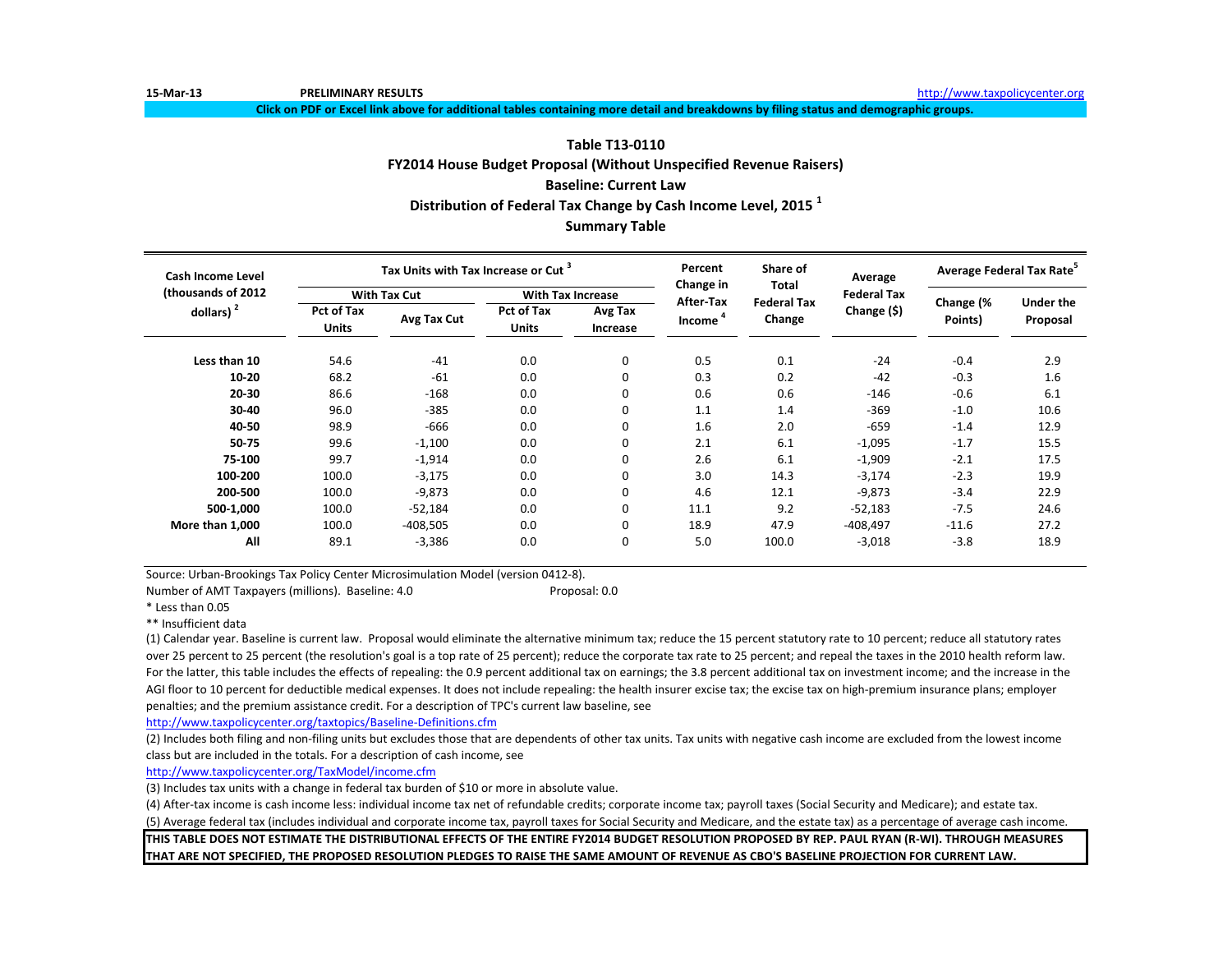15-Mar-13 **PRELIMINARY RESULTS** http://www.taxpolicycenter.org

**Click on PDF or Excel link above for additional tables containing more detail and breakdowns by filing status and demographic groups.**

## Table T13-0110
## FY2014 House Budget Proposal (Without Unspecified Revenue Raisers)
## Baseline: Current Law
## Distribution of Federal Tax Change by Cash Income Level, 2015 [1]
## Summary Table

| Cash Income Level (thousands of 2012 dollars) [2] | Tax Units with Tax Increase or Cut [3] | | | | Percent Change in After-Tax Income [4] | Share of Total Federal Tax Change | Average Federal Tax Change ($) | Average Federal Tax Rate[5] | |
|---|---|---|---|---|---|---|---|---|---|
| | With Tax Cut | | With Tax Increase | | | | | | |
| | Pct of Tax Units | Avg Tax Cut | Pct of Tax Units | Avg Tax Increase | | | | Change (% Points) | Under the Proposal |
| **Less than 10** | 54.6 | -41 | 0.0 | 0 | 0.5 | 0.1 | -24 | -0.4 | 2.9 |
| **10-20** | 68.2 | -61 | 0.0 | 0 | 0.3 | 0.2 | -42 | -0.3 | 1.6 |
| **20-30** | 86.6 | -168 | 0.0 | 0 | 0.6 | 0.6 | -146 | -0.6 | 6.1 |
| **30-40** | 96.0 | -385 | 0.0 | 0 | 1.1 | 1.4 | -369 | -1.0 | 10.6 |
| **40-50** | 98.9 | -666 | 0.0 | 0 | 1.6 | 2.0 | -659 | -1.4 | 12.9 |
| **50-75** | 99.6 | -1,100 | 0.0 | 0 | 2.1 | 6.1 | -1,095 | -1.7 | 15.5 |
| **75-100** | 99.7 | -1,914 | 0.0 | 0 | 2.6 | 6.1 | -1,909 | -2.1 | 17.5 |
| **100-200** | 100.0 | -3,175 | 0.0 | 0 | 3.0 | 14.3 | -3,174 | -2.3 | 19.9 |
| **200-500** | 100.0 | -9,873 | 0.0 | 0 | 4.6 | 12.1 | -9,873 | -3.4 | 22.9 |
| **500-1,000** | 100.0 | -52,184 | 0.0 | 0 | 11.1 | 9.2 | -52,183 | -7.5 | 24.6 |
| **More than 1,000** | 100.0 | -408,505 | 0.0 | 0 | 18.9 | 47.9 | -408,497 | -11.6 | 27.2 |
| **All** | 89.1 | -3,386 | 0.0 | 0 | 5.0 | 100.0 | -3,018 | -3.8 | 18.9 |

Source: Urban-Brookings Tax Policy Center Microsimulation Model (version 0412-8).

Number of AMT Taxpayers (millions). Baseline: 4.0 Proposal: 0.0

* Less than 0.05

** Insufficient data

(1) Calendar year. Baseline is current law. Proposal would eliminate the alternative minimum tax; reduce the 15 percent statutory rate to 10 percent; reduce all statutory rates over 25 percent to 25 percent (the resolution's goal is a top rate of 25 percent); reduce the corporate tax rate to 25 percent; and repeal the taxes in the 2010 health reform law. For the latter, this table includes the effects of repealing: the 0.9 percent additional tax on earnings; the 3.8 percent additional tax on investment income; and the increase in the AGI floor to 10 percent for deductible medical expenses. It does not include repealing: the health insurer excise tax; the excise tax on high-premium insurance plans; employer penalties; and the premium assistance credit. For a description of TPC's current law baseline, see

http://www.taxpolicycenter.org/taxtopics/Baseline-Definitions.cfm

(2) Includes both filing and non-filing units but excludes those that are dependents of other tax units. Tax units with negative cash income are excluded from the lowest income class but are included in the totals. For a description of cash income, see

http://www.taxpolicycenter.org/TaxModel/income.cfm

(3) Includes tax units with a change in federal tax burden of $10 or more in absolute value.

(4) After-tax income is cash income less: individual income tax net of refundable credits; corporate income tax; payroll taxes (Social Security and Medicare); and estate tax.

(5) Average federal tax (includes individual and corporate income tax, payroll taxes for Social Security and Medicare, and the estate tax) as a percentage of average cash income.

**THIS TABLE DOES NOT ESTIMATE THE DISTRIBUTIONAL EFFECTS OF THE ENTIRE FY2014 BUDGET RESOLUTION PROPOSED BY REP. PAUL RYAN (R-WI). THROUGH MEASURES THAT ARE NOT SPECIFIED, THE PROPOSED RESOLUTION PLEDGES TO RAISE THE SAME AMOUNT OF REVENUE AS CBO'S BASELINE PROJECTION FOR CURRENT LAW.**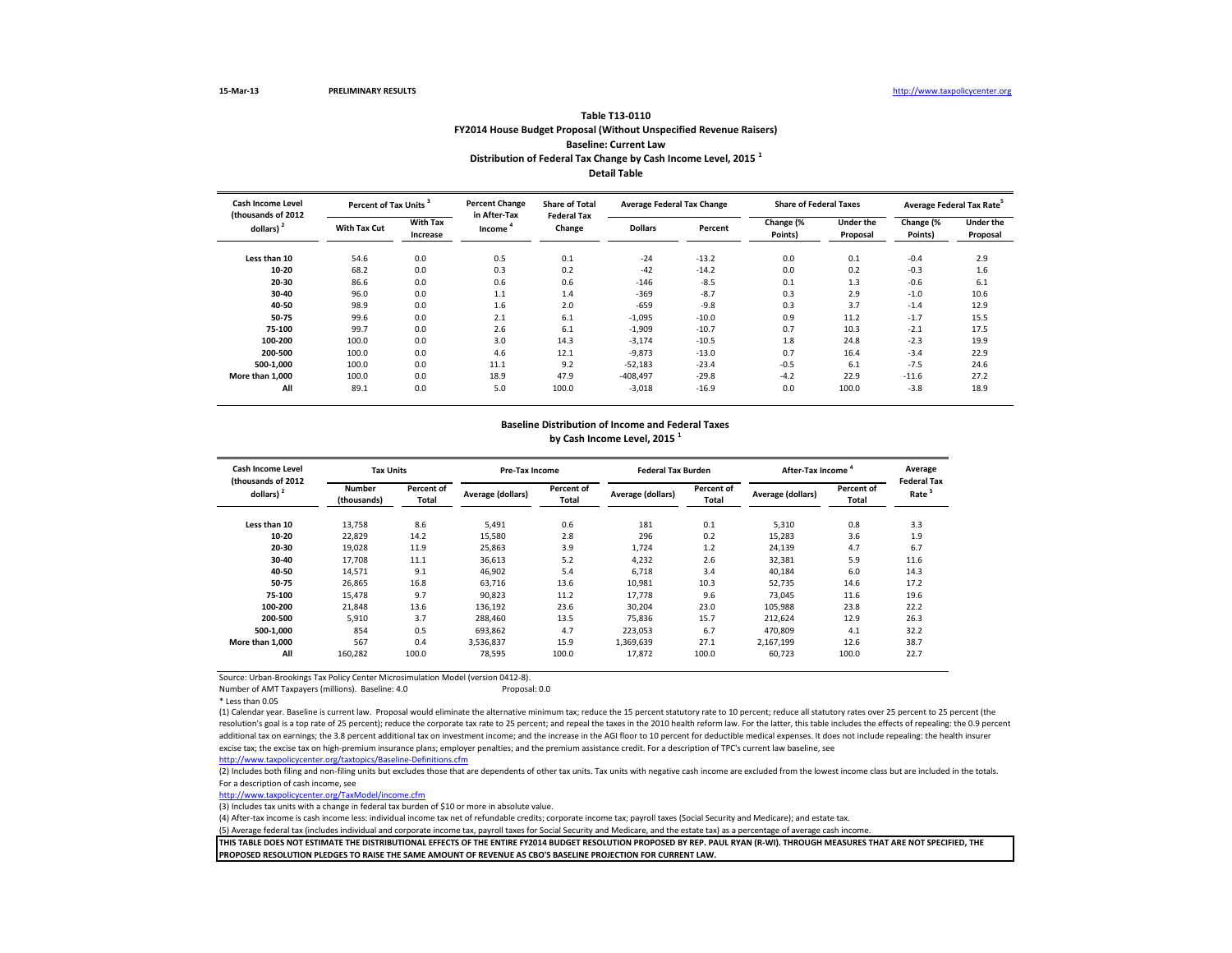15-Mar-13 PRELIMINARY RESULTS http://www.taxpolicycenter.org

## Table T13-0110
### FY2014 House Budget Proposal (Without Unspecified Revenue Raisers)
### Baseline: Current Law
### Distribution of Federal Tax Change by Cash Income Level, 2015 [1]
### Detail Table

| Cash Income Level (thousands of 2012 dollars) [2] | Percent of Tax Units [3] | | Percent Change in After-Tax Income [4] | Share of Total Federal Tax Change | Average Federal Tax Change | | Share of Federal Taxes | | Average Federal Tax Rate [5] | |
|---|---|---|---|---|---|---|---|---|---|---|
| | With Tax Cut | With Tax Increase | | | Dollars | Percent | Change (% Points) | Under the Proposal | Change (% Points) | Under the Proposal |
| Less than 10 | 54.6 | 0.0 | 0.5 | 0.1 | -24 | -13.2 | 0.0 | 0.1 | -0.4 | 2.9 |
| 10-20 | 68.2 | 0.0 | 0.3 | 0.2 | -42 | -14.2 | 0.0 | 0.2 | -0.3 | 1.6 |
| 20-30 | 86.6 | 0.0 | 0.6 | 0.6 | -146 | -8.5 | 0.1 | 1.3 | -0.6 | 6.1 |
| 30-40 | 96.0 | 0.0 | 1.1 | 1.4 | -369 | -8.7 | 0.3 | 2.9 | -1.0 | 10.6 |
| 40-50 | 98.9 | 0.0 | 1.6 | 2.0 | -659 | -9.8 | 0.3 | 3.7 | -1.4 | 12.9 |
| 50-75 | 99.6 | 0.0 | 2.1 | 6.1 | -1,095 | -10.0 | 0.9 | 11.2 | -1.7 | 15.5 |
| 75-100 | 99.7 | 0.0 | 2.6 | 6.1 | -1,909 | -10.7 | 0.7 | 10.3 | -2.1 | 17.5 |
| 100-200 | 100.0 | 0.0 | 3.0 | 14.3 | -3,174 | -10.5 | 1.8 | 24.8 | -2.3 | 19.9 |
| 200-500 | 100.0 | 0.0 | 4.6 | 12.1 | -9,873 | -13.0 | 0.7 | 16.4 | -3.4 | 22.9 |
| 500-1,000 | 100.0 | 0.0 | 11.1 | 9.2 | -52,183 | -23.4 | -0.5 | 6.1 | -7.5 | 24.6 |
| More than 1,000 | 100.0 | 0.0 | 18.9 | 47.9 | -408,497 | -29.8 | -4.2 | 22.9 | -11.6 | 27.2 |
| All | 89.1 | 0.0 | 5.0 | 100.0 | -3,018 | -16.9 | 0.0 | 100.0 | -3.8 | 18.9 |

### Baseline Distribution of Income and Federal Taxes by Cash Income Level, 2015 [1]

| Cash Income Level (thousands of 2012 dollars) [2] | Tax Units | | Pre-Tax Income | | Federal Tax Burden | | After-Tax Income [4] | | Average Federal Tax Rate [5] |
|---|---|---|---|---|---|---|---|---|---|
| | Number (thousands) | Percent of Total | Average (dollars) | Percent of Total | Average (dollars) | Percent of Total | Average (dollars) | Percent of Total | |
| Less than 10 | 13,758 | 8.6 | 5,491 | 0.6 | 181 | 0.1 | 5,310 | 0.8 | 3.3 |
| 10-20 | 22,829 | 14.2 | 15,580 | 2.8 | 296 | 0.2 | 15,283 | 3.6 | 1.9 |
| 20-30 | 19,028 | 11.9 | 25,863 | 3.9 | 1,724 | 1.2 | 24,139 | 4.7 | 6.7 |
| 30-40 | 17,708 | 11.1 | 36,613 | 5.2 | 4,232 | 2.6 | 32,381 | 5.9 | 11.6 |
| 40-50 | 14,571 | 9.1 | 46,902 | 5.4 | 6,718 | 3.4 | 40,184 | 6.0 | 14.3 |
| 50-75 | 26,865 | 16.8 | 63,716 | 13.6 | 10,981 | 10.3 | 52,735 | 14.6 | 17.2 |
| 75-100 | 15,478 | 9.7 | 90,823 | 11.2 | 17,778 | 9.6 | 73,045 | 11.6 | 19.6 |
| 100-200 | 21,848 | 13.6 | 136,192 | 23.6 | 30,204 | 23.0 | 105,988 | 23.8 | 22.2 |
| 200-500 | 5,910 | 3.7 | 288,460 | 13.5 | 75,836 | 15.7 | 212,624 | 12.9 | 26.3 |
| 500-1,000 | 854 | 0.5 | 693,862 | 4.7 | 223,053 | 6.7 | 470,809 | 4.1 | 32.2 |
| More than 1,000 | 567 | 0.4 | 3,536,837 | 15.9 | 1,369,639 | 27.1 | 2,167,199 | 12.6 | 38.7 |
| All | 160,282 | 100.0 | 78,595 | 100.0 | 17,872 | 100.0 | 60,723 | 100.0 | 22.7 |

Source: Urban-Brookings Tax Policy Center Microsimulation Model (version 0412-8).

Number of AMT Taxpayers (millions). Baseline: 4.0 Proposal: 0.0

\* Less than 0.05

(1) Calendar year. Baseline is current law. Proposal would eliminate the alternative minimum tax; reduce the 15 percent statutory rate to 10 percent; reduce all statutory rates over 25 percent to 25 percent (the resolution's goal is a top rate of 25 percent); reduce the corporate tax rate to 25 percent; and repeal the taxes in the 2010 health reform law. For the latter, this table includes the effects of repealing: the 0.9 percent additional tax on earnings; the 3.8 percent additional tax on investment income; and the increase in the AGI floor to 10 percent for deductible medical expenses. It does not include repealing: the health insurer excise tax; the excise tax on high-premium insurance plans; employer penalties; and the premium assistance credit. For a description of TPC's current law baseline, see http://www.taxpolicycenter.org/taxtopics/Baseline-Definitions.cfm

(2) Includes both filing and non-filing units but excludes those that are dependents of other tax units. Tax units with negative cash income are excluded from the lowest income class but are included in the totals. For a description of cash income, see http://www.taxpolicycenter.org/TaxModel/income.cfm

(3) Includes tax units with a change in federal tax burden of $10 or more in absolute value.

(4) After-tax income is cash income less: individual income tax net of refundable credits; corporate income tax; payroll taxes (Social Security and Medicare); and estate tax.

(5) Average federal tax (includes individual and corporate income tax, payroll taxes for Social Security and Medicare, and the estate tax) as a percentage of average cash income.

**THIS TABLE DOES NOT ESTIMATE THE DISTRIBUTIONAL EFFECTS OF THE ENTIRE FY2014 BUDGET RESOLUTION PROPOSED BY REP. PAUL RYAN (R-WI). THROUGH MEASURES THAT ARE NOT SPECIFIED, THE PROPOSED RESOLUTION PLEDGES TO RAISE THE SAME AMOUNT OF REVENUE AS CBO'S BASELINE PROJECTION FOR CURRENT LAW.**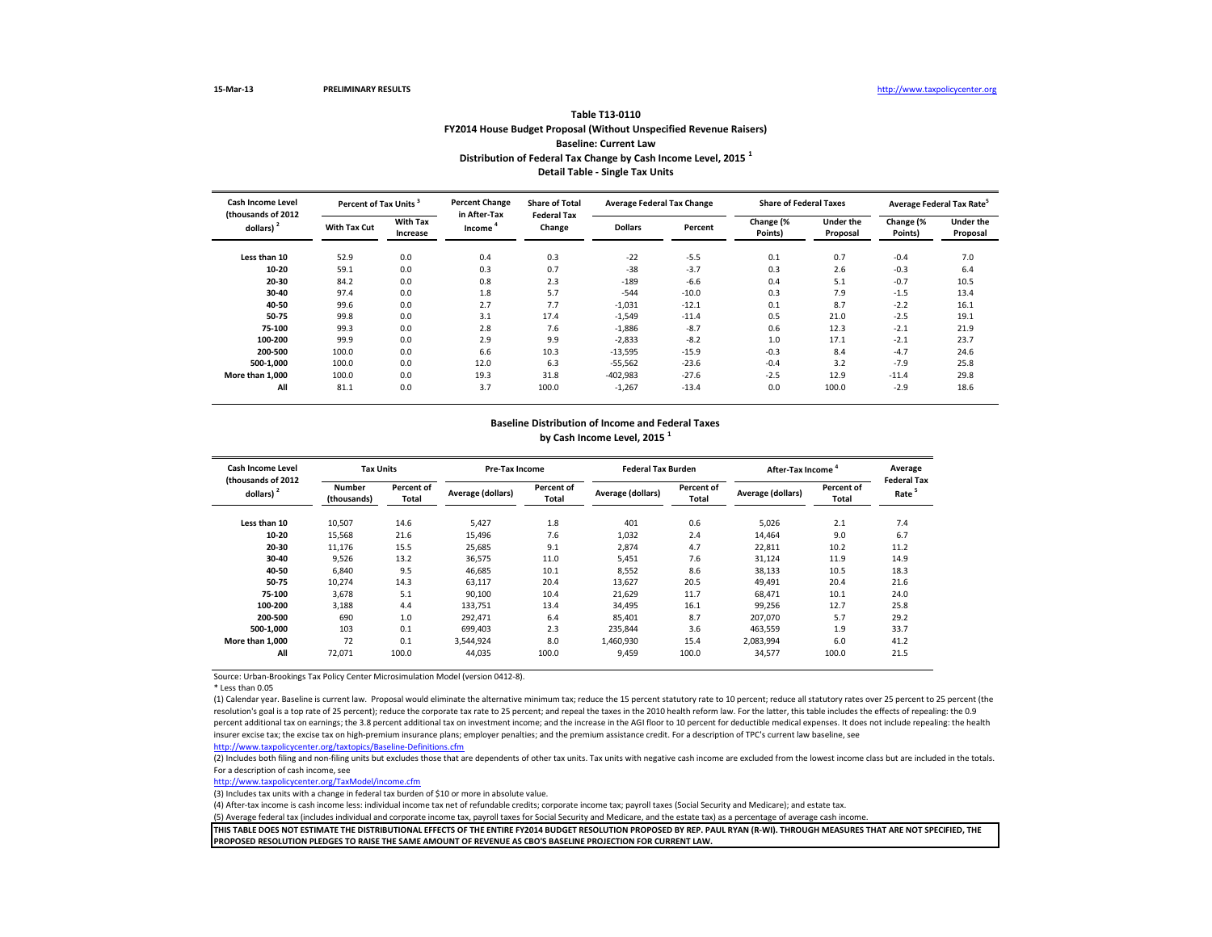15-Mar-13 PRELIMINARY RESULTS http://www.taxpolicycenter.org

**Table T13-0110**
**FY2014 House Budget Proposal (Without Unspecified Revenue Raisers)**
**Baseline: Current Law**
**Distribution of Federal Tax Change by Cash Income Level, 2015 [1]**
**Detail Table - Single Tax Units**

| Cash Income Level (thousands of 2012 dollars) [2] | Percent of Tax Units [3] | | Percent Change in After-Tax Income [4] | Share of Total Federal Tax Change | Average Federal Tax Change | | Share of Federal Taxes | | Average Federal Tax Rate [5] | |
|---|---|---|---|---|---|---|---|---|---|---|
| | With Tax Cut | With Tax Increase | | | Dollars | Percent | Change (% Points) | Under the Proposal | Change (% Points) | Under the Proposal |
| Less than 10 | 52.9 | 0.0 | 0.4 | 0.3 | -22 | -5.5 | 0.1 | 0.7 | -0.4 | 7.0 |
| 10-20 | 59.1 | 0.0 | 0.3 | 0.7 | -38 | -3.7 | 0.3 | 2.6 | -0.3 | 6.4 |
| 20-30 | 84.2 | 0.0 | 0.8 | 2.3 | -189 | -6.6 | 0.4 | 5.1 | -0.7 | 10.5 |
| 30-40 | 97.4 | 0.0 | 1.8 | 5.7 | -544 | -10.0 | 0.3 | 7.9 | -1.5 | 13.4 |
| 40-50 | 99.6 | 0.0 | 2.7 | 7.7 | -1,031 | -12.1 | 0.1 | 8.7 | -2.2 | 16.1 |
| 50-75 | 99.8 | 0.0 | 3.1 | 17.4 | -1,549 | -11.4 | 0.5 | 21.0 | -2.5 | 19.1 |
| 75-100 | 99.3 | 0.0 | 2.8 | 7.6 | -1,886 | -8.7 | 0.6 | 12.3 | -2.1 | 21.9 |
| 100-200 | 99.9 | 0.0 | 2.9 | 9.9 | -2,833 | -8.2 | 1.0 | 17.1 | -2.1 | 23.7 |
| 200-500 | 100.0 | 0.0 | 6.6 | 10.3 | -13,595 | -15.9 | -0.3 | 8.4 | -4.7 | 24.6 |
| 500-1,000 | 100.0 | 0.0 | 12.0 | 6.3 | -55,562 | -23.6 | -0.4 | 3.2 | -7.9 | 25.8 |
| More than 1,000 | 100.0 | 0.0 | 19.3 | 31.8 | -402,983 | -27.6 | -2.5 | 12.9 | -11.4 | 29.8 |
| All | 81.1 | 0.0 | 3.7 | 100.0 | -1,267 | -13.4 | 0.0 | 100.0 | -2.9 | 18.6 |

**Baseline Distribution of Income and Federal Taxes**
**by Cash Income Level, 2015 [1]**

| Cash Income Level (thousands of 2012 dollars) [2] | Tax Units | | Pre-Tax Income | | Federal Tax Burden | | After-Tax Income [4] | | Average Federal Tax Rate [5] |
|---|---|---|---|---|---|---|---|---|---|
| | Number (thousands) | Percent of Total | Average (dollars) | Percent of Total | Average (dollars) | Percent of Total | Average (dollars) | Percent of Total | |
| Less than 10 | 10,507 | 14.6 | 5,427 | 1.8 | 401 | 0.6 | 5,026 | 2.1 | 7.4 |
| 10-20 | 15,568 | 21.6 | 15,496 | 7.6 | 1,032 | 2.4 | 14,464 | 9.0 | 6.7 |
| 20-30 | 11,176 | 15.5 | 25,685 | 9.1 | 2,874 | 4.7 | 22,811 | 10.2 | 11.2 |
| 30-40 | 9,526 | 13.2 | 36,575 | 11.0 | 5,451 | 7.6 | 31,124 | 11.9 | 14.9 |
| 40-50 | 6,840 | 9.5 | 46,685 | 10.1 | 8,552 | 8.6 | 38,133 | 10.5 | 18.3 |
| 50-75 | 10,274 | 14.3 | 63,117 | 20.4 | 13,627 | 20.5 | 49,491 | 20.4 | 21.6 |
| 75-100 | 3,678 | 5.1 | 90,100 | 10.4 | 21,629 | 11.7 | 68,471 | 10.1 | 24.0 |
| 100-200 | 3,188 | 4.4 | 133,751 | 13.4 | 34,495 | 16.1 | 99,256 | 12.7 | 25.8 |
| 200-500 | 690 | 1.0 | 292,471 | 6.4 | 85,401 | 8.7 | 207,070 | 5.7 | 29.2 |
| 500-1,000 | 103 | 0.1 | 699,403 | 2.3 | 235,844 | 3.6 | 463,559 | 1.9 | 33.7 |
| More than 1,000 | 72 | 0.1 | 3,544,924 | 8.0 | 1,460,930 | 15.4 | 2,083,994 | 6.0 | 41.2 |
| All | 72,071 | 100.0 | 44,035 | 100.0 | 9,459 | 100.0 | 34,577 | 100.0 | 21.5 |

Source: Urban-Brookings Tax Policy Center Microsimulation Model (version 0412-8).

* Less than 0.05

(1) Calendar year. Baseline is current law. Proposal would eliminate the alternative minimum tax; reduce the 15 percent statutory rate to 10 percent; reduce all statutory rates over 25 percent to 25 percent (the resolution's goal is a top rate of 25 percent); reduce the corporate tax rate to 25 percent; and repeal the taxes in the 2010 health reform law. For the latter, this table includes the effects of repealing: the 0.9 percent additional tax on earnings; the 3.8 percent additional tax on investment income; and the increase in the AGI floor to 10 percent for deductible medical expenses. It does not include repealing: the health insurer excise tax; the excise tax on high-premium insurance plans; employer penalties; and the premium assistance credit. For a description of TPC's current law baseline, see http://www.taxpolicycenter.org/taxtopics/Baseline-Definitions.cfm

(2) Includes both filing and non-filing units but excludes those that are dependents of other tax units. Tax units with negative cash income are excluded from the lowest income class but are included in the totals. For a description of cash income, see http://www.taxpolicycenter.org/TaxModel/income.cfm

(3) Includes tax units with a change in federal tax burden of $10 or more in absolute value.

(4) After-tax income is cash income less: individual income tax net of refundable credits; corporate income tax; payroll taxes (Social Security and Medicare); and estate tax.

(5) Average federal tax (includes individual and corporate income tax, payroll taxes for Social Security and Medicare, and the estate tax) as a percentage of average cash income.

**THIS TABLE DOES NOT ESTIMATE THE DISTRIBUTIONAL EFFECTS OF THE ENTIRE FY2014 BUDGET RESOLUTION PROPOSED BY REP. PAUL RYAN (R-WI). THROUGH MEASURES THAT ARE NOT SPECIFIED, THE PROPOSED RESOLUTION PLEDGES TO RAISE THE SAME AMOUNT OF REVENUE AS CBO'S BASELINE PROJECTION FOR CURRENT LAW.**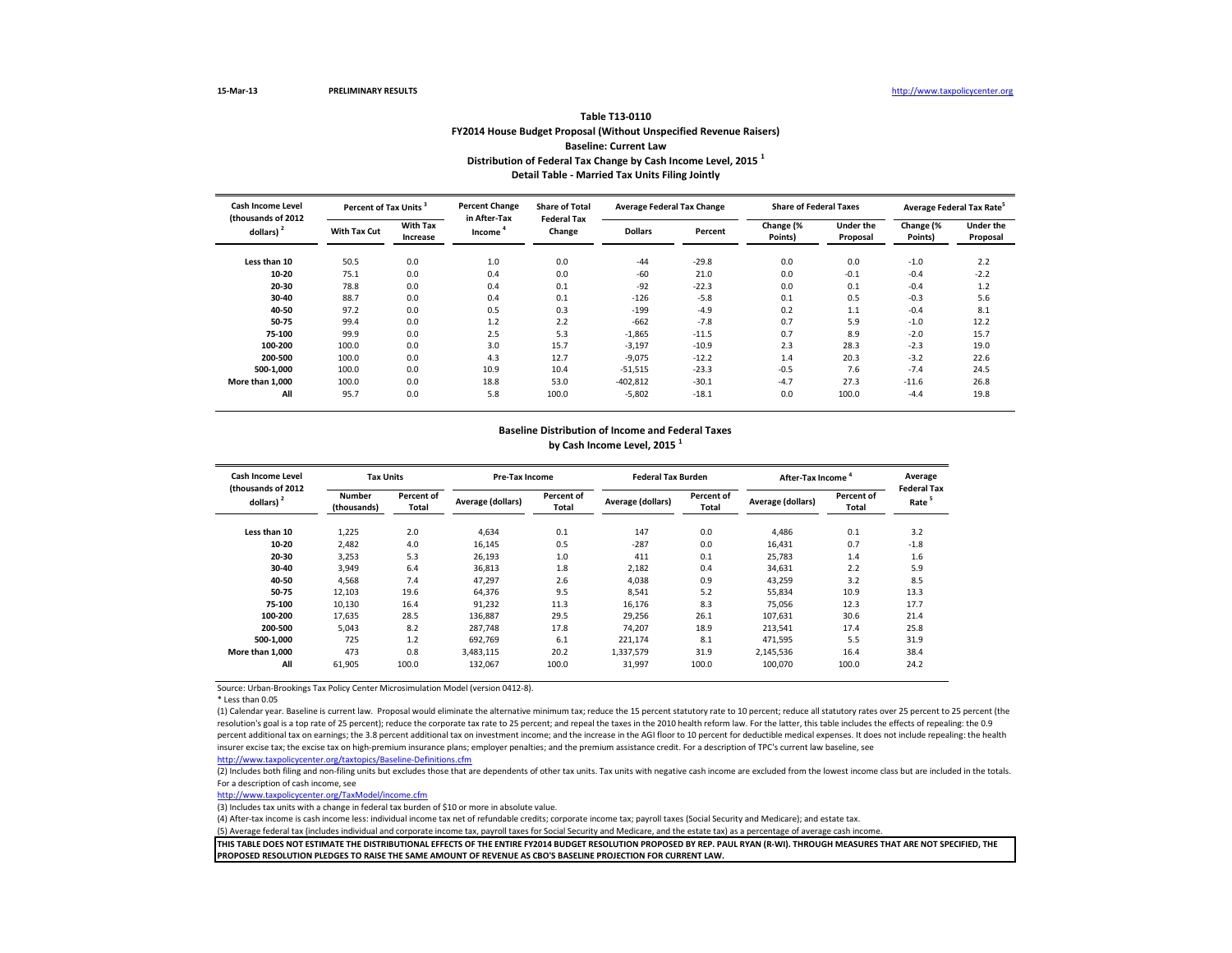15-Mar-13 PRELIMINARY RESULTS http://www.taxpolicycenter.org

## Table T13-0110
### FY2014 House Budget Proposal (Without Unspecified Revenue Raisers)
### Baseline: Current Law
### Distribution of Federal Tax Change by Cash Income Level, 2015 [1]
### Detail Table - Married Tax Units Filing Jointly

| Cash Income Level (thousands of 2012 dollars) [2] | Percent of Tax Units [3] | | Percent Change in After-Tax Income [4] | Share of Total Federal Tax Change | Average Federal Tax Change | | Share of Federal Taxes | | Average Federal Tax Rate [5] | |
|---|---|---|---|---|---|---|---|---|---|---|
| | With Tax Cut | With Tax Increase | | | Dollars | Percent | Change (% Points) | Under the Proposal | Change (% Points) | Under the Proposal |
| Less than 10 | 50.5 | 0.0 | 1.0 | 0.0 | -44 | -29.8 | 0.0 | 0.0 | -1.0 | 2.2 |
| 10-20 | 75.1 | 0.0 | 0.4 | 0.0 | -60 | 21.0 | 0.0 | -0.1 | -0.4 | -2.2 |
| 20-30 | 78.8 | 0.0 | 0.4 | 0.1 | -92 | -22.3 | 0.0 | 0.1 | -0.4 | 1.2 |
| 30-40 | 88.7 | 0.0 | 0.4 | 0.1 | -126 | -5.8 | 0.1 | 0.5 | -0.3 | 5.6 |
| 40-50 | 97.2 | 0.0 | 0.5 | 0.3 | -199 | -4.9 | 0.2 | 1.1 | -0.4 | 8.1 |
| 50-75 | 99.4 | 0.0 | 1.2 | 2.2 | -662 | -7.8 | 0.7 | 5.9 | -1.0 | 12.2 |
| 75-100 | 99.9 | 0.0 | 2.5 | 5.3 | -1,865 | -11.5 | 0.7 | 8.9 | -2.0 | 15.7 |
| 100-200 | 100.0 | 0.0 | 3.0 | 15.7 | -3,197 | -10.9 | 2.3 | 28.3 | -2.3 | 19.0 |
| 200-500 | 100.0 | 0.0 | 4.3 | 12.7 | -9,075 | -12.2 | 1.4 | 20.3 | -3.2 | 22.6 |
| 500-1,000 | 100.0 | 0.0 | 10.9 | 10.4 | -51,515 | -23.3 | -0.5 | 7.6 | -7.4 | 24.5 |
| More than 1,000 | 100.0 | 0.0 | 18.8 | 53.0 | -402,812 | -30.1 | -4.7 | 27.3 | -11.6 | 26.8 |
| All | 95.7 | 0.0 | 5.8 | 100.0 | -5,802 | -18.1 | 0.0 | 100.0 | -4.4 | 19.8 |

### Baseline Distribution of Income and Federal Taxes by Cash Income Level, 2015 [1]

| Cash Income Level (thousands of 2012 dollars) [2] | Tax Units | | Pre-Tax Income | | Federal Tax Burden | | After-Tax Income [4] | | Average Federal Tax Rate [5] |
|---|---|---|---|---|---|---|---|---|---|
| | Number (thousands) | Percent of Total | Average (dollars) | Percent of Total | Average (dollars) | Percent of Total | Average (dollars) | Percent of Total | |
| Less than 10 | 1,225 | 2.0 | 4,634 | 0.1 | 147 | 0.0 | 4,486 | 0.1 | 3.2 |
| 10-20 | 2,482 | 4.0 | 16,145 | 0.5 | -287 | 0.0 | 16,431 | 0.7 | -1.8 |
| 20-30 | 3,253 | 5.3 | 26,193 | 1.0 | 411 | 0.1 | 25,783 | 1.4 | 1.6 |
| 30-40 | 3,949 | 6.4 | 36,813 | 1.8 | 2,182 | 0.4 | 34,631 | 2.2 | 5.9 |
| 40-50 | 4,568 | 7.4 | 47,297 | 2.6 | 4,038 | 0.9 | 43,259 | 3.2 | 8.5 |
| 50-75 | 12,103 | 19.6 | 64,376 | 9.5 | 8,541 | 5.2 | 55,834 | 10.9 | 13.3 |
| 75-100 | 10,130 | 16.4 | 91,232 | 11.3 | 16,176 | 8.3 | 75,056 | 12.3 | 17.7 |
| 100-200 | 17,635 | 28.5 | 136,887 | 29.5 | 29,256 | 26.1 | 107,631 | 30.6 | 21.4 |
| 200-500 | 5,043 | 8.2 | 287,748 | 17.8 | 74,207 | 18.9 | 213,541 | 17.4 | 25.8 |
| 500-1,000 | 725 | 1.2 | 692,769 | 6.1 | 221,174 | 8.1 | 471,595 | 5.5 | 31.9 |
| More than 1,000 | 473 | 0.8 | 3,483,115 | 20.2 | 1,337,579 | 31.9 | 2,145,536 | 16.4 | 38.4 |
| All | 61,905 | 100.0 | 132,067 | 100.0 | 31,997 | 100.0 | 100,070 | 100.0 | 24.2 |

Source: Urban-Brookings Tax Policy Center Microsimulation Model (version 0412-8).

* Less than 0.05

(1) Calendar year. Baseline is current law. Proposal would eliminate the alternative minimum tax; reduce the 15 percent statutory rate to 10 percent; reduce all statutory rates over 25 percent to 25 percent (the resolution's goal is a top rate of 25 percent); reduce the corporate tax rate to 25 percent; and repeal the taxes in the 2010 health reform law. For the latter, this table includes the effects of repealing: the 0.9 percent additional tax on earnings; the 3.8 percent additional tax on investment income; and the increase in the AGI floor to 10 percent for deductible medical expenses. It does not include repealing: the health insurer excise tax; the excise tax on high-premium insurance plans; employer penalties; and the premium assistance credit. For a description of TPC's current law baseline, see http://www.taxpolicycenter.org/taxtopics/Baseline-Definitions.cfm

(2) Includes both filing and non-filing units but excludes those that are dependents of other tax units. Tax units with negative cash income are excluded from the lowest income class but are included in the totals. For a description of cash income, see http://www.taxpolicycenter.org/TaxModel/income.cfm

(3) Includes tax units with a change in federal tax burden of $10 or more in absolute value.

(4) After-tax income is cash income less: individual income tax net of refundable credits; corporate income tax; payroll taxes (Social Security and Medicare); and estate tax.

(5) Average federal tax (includes individual and corporate income tax, payroll taxes for Social Security and Medicare, and the estate tax) as a percentage of average cash income.

**THIS TABLE DOES NOT ESTIMATE THE DISTRIBUTIONAL EFFECTS OF THE ENTIRE FY2014 BUDGET RESOLUTION PROPOSED BY REP. PAUL RYAN (R-WI). THROUGH MEASURES THAT ARE NOT SPECIFIED, THE PROPOSED RESOLUTION PLEDGES TO RAISE THE SAME AMOUNT OF REVENUE AS CBO'S BASELINE PROJECTION FOR CURRENT LAW.**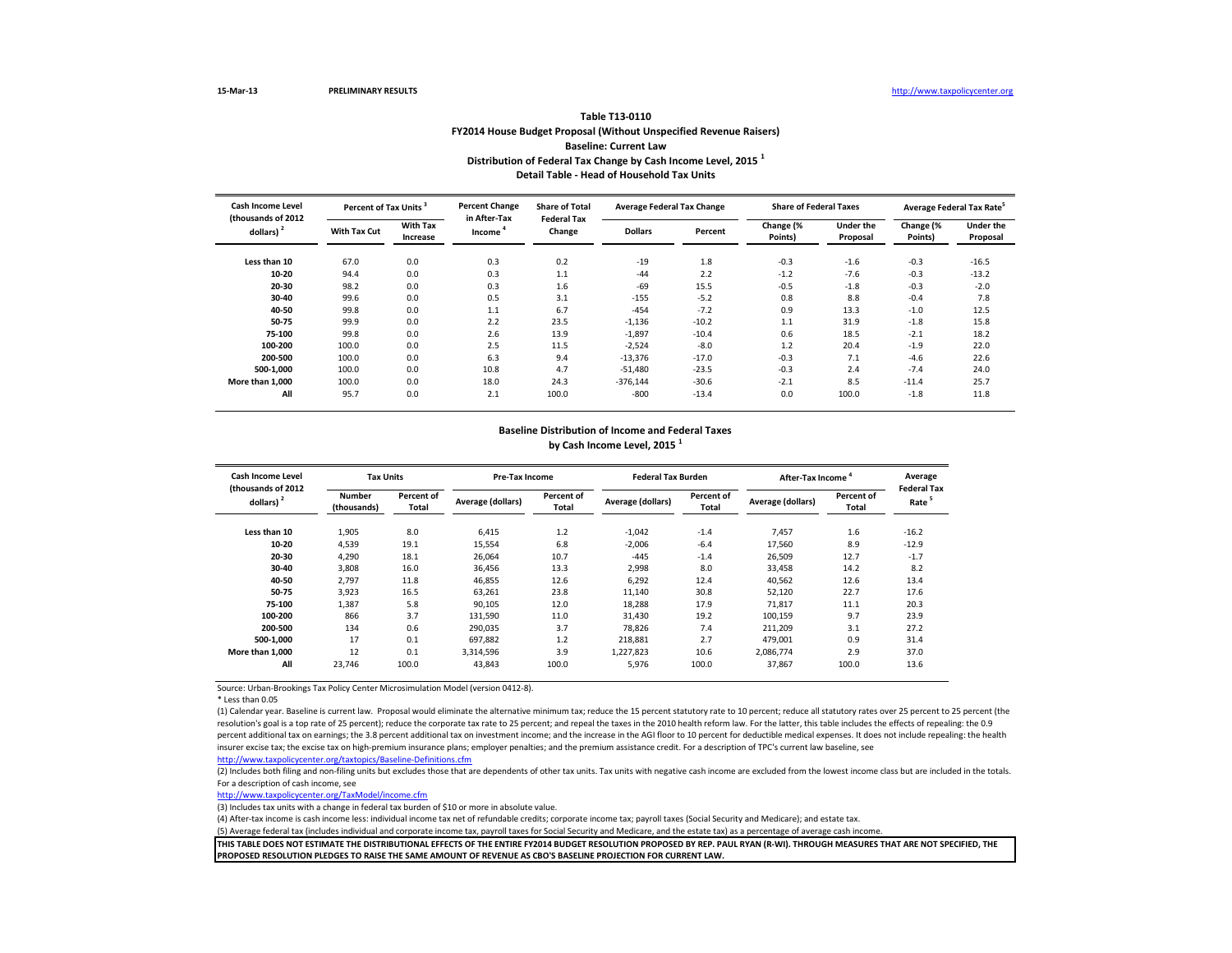15-Mar-13 PRELIMINARY RESULTS http://www.taxpolicycenter.org

### Table T13-0110
### FY2014 House Budget Proposal (Without Unspecified Revenue Raisers)
### Baseline: Current Law
### Distribution of Federal Tax Change by Cash Income Level, 2015 [1]
### Detail Table - Head of Household Tax Units

| Cash Income Level (thousands of 2012 dollars) [2] | Percent of Tax Units [3] | | Percent Change in After-Tax Income [4] | Share of Total Federal Tax Change | Average Federal Tax Change | | Share of Federal Taxes | | Average Federal Tax Rate [5] | |
|---|---|---|---|---|---|---|---|---|---|---|
| | With Tax Cut | With Tax Increase | | | Dollars | Percent | Change (% Points) | Under the Proposal | Change (% Points) | Under the Proposal |
| Less than 10 | 67.0 | 0.0 | 0.3 | 0.2 | -19 | 1.8 | -0.3 | -1.6 | -0.3 | -16.5 |
| 10-20 | 94.4 | 0.0 | 0.3 | 1.1 | -44 | 2.2 | -1.2 | -7.6 | -0.3 | -13.2 |
| 20-30 | 98.2 | 0.0 | 0.3 | 1.6 | -69 | 15.5 | -0.5 | -1.8 | -0.3 | -2.0 |
| 30-40 | 99.6 | 0.0 | 0.5 | 3.1 | -155 | -5.2 | 0.8 | 8.8 | -0.4 | 7.8 |
| 40-50 | 99.8 | 0.0 | 1.1 | 6.7 | -454 | -7.2 | 0.9 | 13.3 | -1.0 | 12.5 |
| 50-75 | 99.9 | 0.0 | 2.2 | 23.5 | -1,136 | -10.2 | 1.1 | 31.9 | -1.8 | 15.8 |
| 75-100 | 99.8 | 0.0 | 2.6 | 13.9 | -1,897 | -10.4 | 0.6 | 18.5 | -2.1 | 18.2 |
| 100-200 | 100.0 | 0.0 | 2.5 | 11.5 | -2,524 | -8.0 | 1.2 | 20.4 | -1.9 | 22.0 |
| 200-500 | 100.0 | 0.0 | 6.3 | 9.4 | -13,376 | -17.0 | -0.3 | 7.1 | -4.6 | 22.6 |
| 500-1,000 | 100.0 | 0.0 | 10.8 | 4.7 | -51,480 | -23.5 | -0.3 | 2.4 | -7.4 | 24.0 |
| More than 1,000 | 100.0 | 0.0 | 18.0 | 24.3 | -376,144 | -30.6 | -2.1 | 8.5 | -11.4 | 25.7 |
| All | 95.7 | 0.0 | 2.1 | 100.0 | -800 | -13.4 | 0.0 | 100.0 | -1.8 | 11.8 |

### Baseline Distribution of Income and Federal Taxes by Cash Income Level, 2015 [1]

| Cash Income Level (thousands of 2012 dollars) [2] | Tax Units | | Pre-Tax Income | | Federal Tax Burden | | After-Tax Income [4] | | Average Federal Tax Rate [5] |
|---|---|---|---|---|---|---|---|---|---|
| | Number (thousands) | Percent of Total | Average (dollars) | Percent of Total | Average (dollars) | Percent of Total | Average (dollars) | Percent of Total | |
| Less than 10 | 1,905 | 8.0 | 6,415 | 1.2 | -1,042 | -1.4 | 7,457 | 1.6 | -16.2 |
| 10-20 | 4,539 | 19.1 | 15,554 | 6.8 | -2,006 | -6.4 | 17,560 | 8.9 | -12.9 |
| 20-30 | 4,290 | 18.1 | 26,064 | 10.7 | -445 | -1.4 | 26,509 | 12.7 | -1.7 |
| 30-40 | 3,808 | 16.0 | 36,456 | 13.3 | 2,998 | 8.0 | 33,458 | 14.2 | 8.2 |
| 40-50 | 2,797 | 11.8 | 46,855 | 12.6 | 6,292 | 12.4 | 40,562 | 12.6 | 13.4 |
| 50-75 | 3,923 | 16.5 | 63,261 | 23.8 | 11,140 | 30.8 | 52,120 | 22.7 | 17.6 |
| 75-100 | 1,387 | 5.8 | 90,105 | 12.0 | 18,288 | 17.9 | 71,817 | 11.1 | 20.3 |
| 100-200 | 866 | 3.7 | 131,590 | 11.0 | 31,430 | 19.2 | 100,159 | 9.7 | 23.9 |
| 200-500 | 134 | 0.6 | 290,035 | 3.7 | 78,826 | 7.4 | 211,209 | 3.1 | 27.2 |
| 500-1,000 | 17 | 0.1 | 697,882 | 1.2 | 218,881 | 2.7 | 479,001 | 0.9 | 31.4 |
| More than 1,000 | 12 | 0.1 | 3,314,596 | 3.9 | 1,227,823 | 10.6 | 2,086,774 | 2.9 | 37.0 |
| All | 23,746 | 100.0 | 43,843 | 100.0 | 5,976 | 100.0 | 37,867 | 100.0 | 13.6 |

Source: Urban-Brookings Tax Policy Center Microsimulation Model (version 0412-8).

\* Less than 0.05

(1) Calendar year. Baseline is current law. Proposal would eliminate the alternative minimum tax; reduce the 15 percent statutory rate to 10 percent; reduce all statutory rates over 25 percent to 25 percent (the resolution's goal is a top rate of 25 percent); reduce the corporate tax rate to 25 percent; and repeal the taxes in the 2010 health reform law. For the latter, this table includes the effects of repealing: the 0.9 percent additional tax on earnings; the 3.8 percent additional tax on investment income; and the increase in the AGI floor to 10 percent for deductible medical expenses. It does not include repealing: the health insurer excise tax; the excise tax on high-premium insurance plans; employer penalties; and the premium assistance credit. For a description of TPC's current law baseline, see http://www.taxpolicycenter.org/taxtopics/Baseline-Definitions.cfm

(2) Includes both filing and non-filing units but excludes those that are dependents of other tax units. Tax units with negative cash income are excluded from the lowest income class but are included in the totals. For a description of cash income, see http://www.taxpolicycenter.org/TaxModel/income.cfm

(3) Includes tax units with a change in federal tax burden of $10 or more in absolute value.

(4) After-tax income is cash income less: individual income tax net of refundable credits; corporate income tax; payroll taxes (Social Security and Medicare); and estate tax.

(5) Average federal tax (includes individual and corporate income tax, payroll taxes for Social Security and Medicare, and the estate tax) as a percentage of average cash income.

**THIS TABLE DOES NOT ESTIMATE THE DISTRIBUTIONAL EFFECTS OF THE ENTIRE FY2014 BUDGET RESOLUTION PROPOSED BY REP. PAUL RYAN (R-WI). THROUGH MEASURES THAT ARE NOT SPECIFIED, THE PROPOSED RESOLUTION PLEDGES TO RAISE THE SAME AMOUNT OF REVENUE AS CBO'S BASELINE PROJECTION FOR CURRENT LAW.**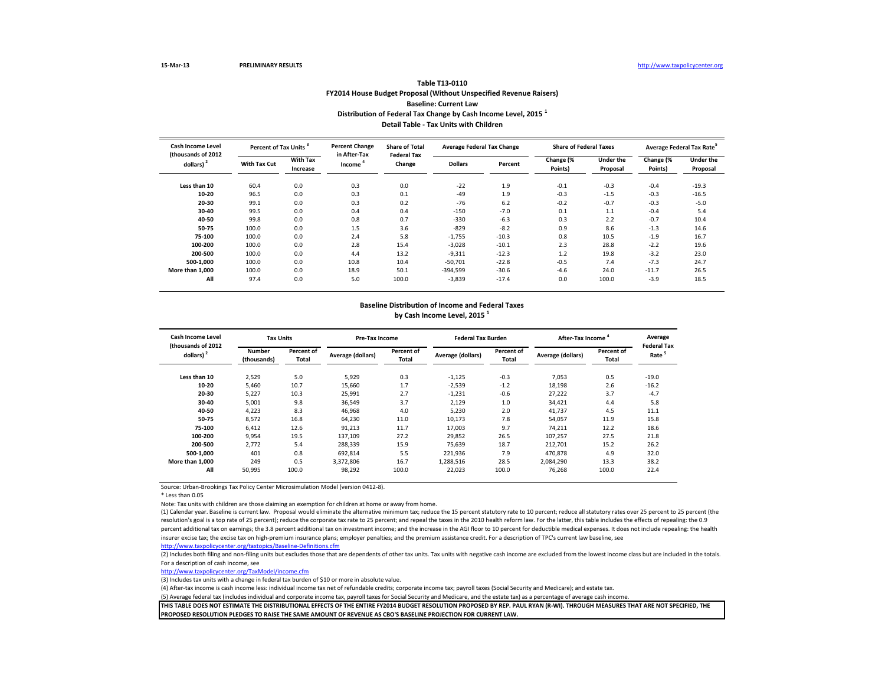15-Mar-13 PRELIMINARY RESULTS http://www.taxpolicycenter.org

## Table T13-0110
## FY2014 House Budget Proposal (Without Unspecified Revenue Raisers)
### Baseline: Current Law
### Distribution of Federal Tax Change by Cash Income Level, 2015 [1]
### Detail Table - Tax Units with Children

| Cash Income Level (thousands of 2012 dollars) [2] | Percent of Tax Units [3] | | Percent Change in After-Tax Income [4] | Share of Total Federal Tax Change | Average Federal Tax Change | | Share of Federal Taxes | | Average Federal Tax Rate [5] | |
|---|---|---|---|---|---|---|---|---|---|---|
| | With Tax Cut | With Tax Increase | | | Dollars | Percent | Change (% Points) | Under the Proposal | Change (% Points) | Under the Proposal |
| Less than 10 | 60.4 | 0.0 | 0.3 | 0.0 | -22 | 1.9 | -0.1 | -0.3 | -0.4 | -19.3 |
| 10-20 | 96.5 | 0.0 | 0.3 | 0.1 | -49 | 1.9 | -0.3 | -1.5 | -0.3 | -16.5 |
| 20-30 | 99.1 | 0.0 | 0.3 | 0.2 | -76 | 6.2 | -0.2 | -0.7 | -0.3 | -5.0 |
| 30-40 | 99.5 | 0.0 | 0.4 | 0.4 | -150 | -7.0 | 0.1 | 1.1 | -0.4 | 5.4 |
| 40-50 | 99.8 | 0.0 | 0.8 | 0.7 | -330 | -6.3 | 0.3 | 2.2 | -0.7 | 10.4 |
| 50-75 | 100.0 | 0.0 | 1.5 | 3.6 | -829 | -8.2 | 0.9 | 8.6 | -1.3 | 14.6 |
| 75-100 | 100.0 | 0.0 | 2.4 | 5.8 | -1,755 | -10.3 | 0.8 | 10.5 | -1.9 | 16.7 |
| 100-200 | 100.0 | 0.0 | 2.8 | 15.4 | -3,028 | -10.1 | 2.3 | 28.8 | -2.2 | 19.6 |
| 200-500 | 100.0 | 0.0 | 4.4 | 13.2 | -9,311 | -12.3 | 1.2 | 19.8 | -3.2 | 23.0 |
| 500-1,000 | 100.0 | 0.0 | 10.8 | 10.4 | -50,701 | -22.8 | -0.5 | 7.4 | -7.3 | 24.7 |
| More than 1,000 | 100.0 | 0.0 | 18.9 | 50.1 | -394,599 | -30.6 | -4.6 | 24.0 | -11.7 | 26.5 |
| All | 97.4 | 0.0 | 5.0 | 100.0 | -3,839 | -17.4 | 0.0 | 100.0 | -3.9 | 18.5 |

### Baseline Distribution of Income and Federal Taxes by Cash Income Level, 2015 [1]

| Cash Income Level (thousands of 2012 dollars) [2] | Tax Units | | Pre-Tax Income | | Federal Tax Burden | | After-Tax Income [4] | | Average Federal Tax Rate [5] |
|---|---|---|---|---|---|---|---|---|---|
| | Number (thousands) | Percent of Total | Average (dollars) | Percent of Total | Average (dollars) | Percent of Total | Average (dollars) | Percent of Total | |
| Less than 10 | 2,529 | 5.0 | 5,929 | 0.3 | -1,125 | -0.3 | 7,053 | 0.5 | -19.0 |
| 10-20 | 5,460 | 10.7 | 15,660 | 1.7 | -2,539 | -1.2 | 18,198 | 2.6 | -16.2 |
| 20-30 | 5,227 | 10.3 | 25,991 | 2.7 | -1,231 | -0.6 | 27,222 | 3.7 | -4.7 |
| 30-40 | 5,001 | 9.8 | 36,549 | 3.7 | 2,129 | 1.0 | 34,421 | 4.4 | 5.8 |
| 40-50 | 4,223 | 8.3 | 46,968 | 4.0 | 5,230 | 2.0 | 41,737 | 4.5 | 11.1 |
| 50-75 | 8,572 | 16.8 | 64,230 | 11.0 | 10,173 | 7.8 | 54,057 | 11.9 | 15.8 |
| 75-100 | 6,412 | 12.6 | 91,213 | 11.7 | 17,003 | 9.7 | 74,211 | 12.2 | 18.6 |
| 100-200 | 9,954 | 19.5 | 137,109 | 27.2 | 29,852 | 26.5 | 107,257 | 27.5 | 21.8 |
| 200-500 | 2,772 | 5.4 | 288,339 | 15.9 | 75,639 | 18.7 | 212,701 | 15.2 | 26.2 |
| 500-1,000 | 401 | 0.8 | 692,814 | 5.5 | 221,936 | 7.9 | 470,878 | 4.9 | 32.0 |
| More than 1,000 | 249 | 0.5 | 3,372,806 | 16.7 | 1,288,516 | 28.5 | 2,084,290 | 13.3 | 38.2 |
| All | 50,995 | 100.0 | 98,292 | 100.0 | 22,023 | 100.0 | 76,268 | 100.0 | 22.4 |

Source: Urban-Brookings Tax Policy Center Microsimulation Model (version 0412-8).

* Less than 0.05

Note: Tax units with children are those claiming an exemption for children at home or away from home.

(1) Calendar year. Baseline is current law. Proposal would eliminate the alternative minimum tax; reduce the 15 percent statutory rate to 10 percent; reduce all statutory rates over 25 percent to 25 percent (the resolution's goal is a top rate of 25 percent); reduce the corporate tax rate to 25 percent; and repeal the taxes in the 2010 health reform law. For the latter, this table includes the effects of repealing: the 0.9 percent additional tax on earnings; the 3.8 percent additional tax on investment income; and the increase in the AGI floor to 10 percent for deductible medical expenses. It does not include repealing: the health insurer excise tax; the excise tax on high-premium insurance plans; employer penalties; and the premium assistance credit. For a description of TPC's current law baseline, see http://www.taxpolicycenter.org/taxtopics/Baseline-Definitions.cfm

(2) Includes both filing and non-filing units but excludes those that are dependents of other tax units. Tax units with negative cash income are excluded from the lowest income class but are included in the totals. For a description of cash income, see http://www.taxpolicycenter.org/TaxModel/income.cfm

(3) Includes tax units with a change in federal tax burden of $10 or more in absolute value.

(4) After-tax income is cash income less: individual income tax net of refundable credits; corporate income tax; payroll taxes (Social Security and Medicare); and estate tax.

(5) Average federal tax (includes individual and corporate income tax, payroll taxes for Social Security and Medicare, and the estate tax) as a percentage of average cash income.

**THIS TABLE DOES NOT ESTIMATE THE DISTRIBUTIONAL EFFECTS OF THE ENTIRE FY2014 BUDGET RESOLUTION PROPOSED BY REP. PAUL RYAN (R-WI). THROUGH MEASURES THAT ARE NOT SPECIFIED, THE PROPOSED RESOLUTION PLEDGES TO RAISE THE SAME AMOUNT OF REVENUE AS CBO'S BASELINE PROJECTION FOR CURRENT LAW.**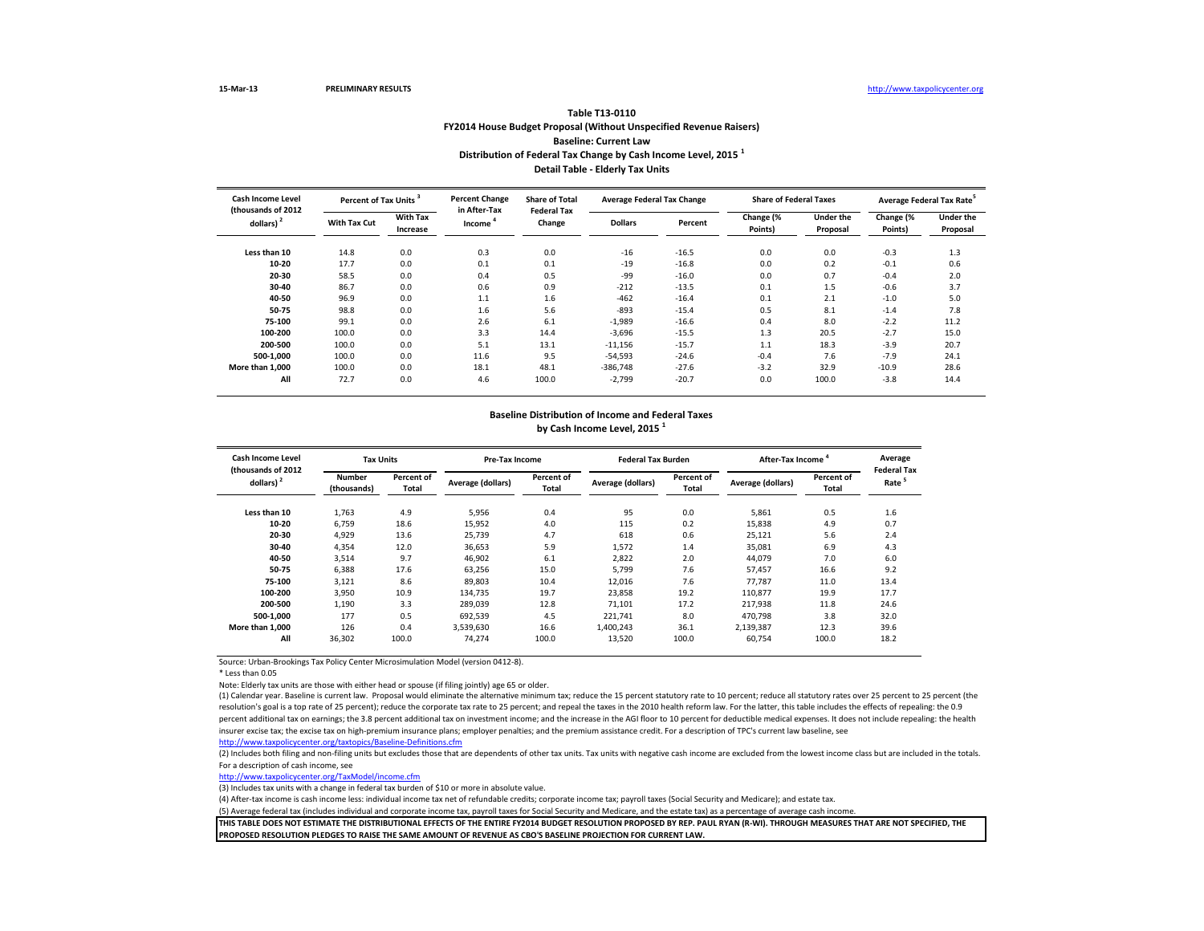15-Mar-13 PRELIMINARY RESULTS http://www.taxpolicycenter.org

## Table T13-0110
### FY2014 House Budget Proposal (Without Unspecified Revenue Raisers)
### Baseline: Current Law
### Distribution of Federal Tax Change by Cash Income Level, 2015 [1]
### Detail Table - Elderly Tax Units

| Cash Income Level (thousands of 2012 dollars) [2] | Percent of Tax Units [3] | | Percent Change in After-Tax Income [4] | Share of Total Federal Tax Change | Average Federal Tax Change | | Share of Federal Taxes | | Average Federal Tax Rate [5] | |
|---|---|---|---|---|---|---|---|---|---|---|
| | With Tax Cut | With Tax Increase | | | Dollars | Percent | Change (% Points) | Under the Proposal | Change (% Points) | Under the Proposal |
| Less than 10 | 14.8 | 0.0 | 0.3 | 0.0 | -16 | -16.5 | 0.0 | 0.0 | -0.3 | 1.3 |
| 10-20 | 17.7 | 0.0 | 0.1 | 0.1 | -19 | -16.8 | 0.0 | 0.2 | -0.1 | 0.6 |
| 20-30 | 58.5 | 0.0 | 0.4 | 0.5 | -99 | -16.0 | 0.0 | 0.7 | -0.4 | 2.0 |
| 30-40 | 86.7 | 0.0 | 0.6 | 0.9 | -212 | -13.5 | 0.1 | 1.5 | -0.6 | 3.7 |
| 40-50 | 96.9 | 0.0 | 1.1 | 1.6 | -462 | -16.4 | 0.1 | 2.1 | -1.0 | 5.0 |
| 50-75 | 98.8 | 0.0 | 1.6 | 5.6 | -893 | -15.4 | 0.5 | 8.1 | -1.4 | 7.8 |
| 75-100 | 99.1 | 0.0 | 2.6 | 6.1 | -1,989 | -16.6 | 0.4 | 8.0 | -2.2 | 11.2 |
| 100-200 | 100.0 | 0.0 | 3.3 | 14.4 | -3,696 | -15.5 | 1.3 | 20.5 | -2.7 | 15.0 |
| 200-500 | 100.0 | 0.0 | 5.1 | 13.1 | -11,156 | -15.7 | 1.1 | 18.3 | -3.9 | 20.7 |
| 500-1,000 | 100.0 | 0.0 | 11.6 | 9.5 | -54,593 | -24.6 | -0.4 | 7.6 | -7.9 | 24.1 |
| More than 1,000 | 100.0 | 0.0 | 18.1 | 48.1 | -386,748 | -27.6 | -3.2 | 32.9 | -10.9 | 28.6 |
| All | 72.7 | 0.0 | 4.6 | 100.0 | -2,799 | -20.7 | 0.0 | 100.0 | -3.8 | 14.4 |

### Baseline Distribution of Income and Federal Taxes by Cash Income Level, 2015 [1]

| Cash Income Level (thousands of 2012 dollars) [2] | Tax Units | | Pre-Tax Income | | Federal Tax Burden | | After-Tax Income [4] | | Average Federal Tax Rate [5] |
|---|---|---|---|---|---|---|---|---|---|
| | Number (thousands) | Percent of Total | Average (dollars) | Percent of Total | Average (dollars) | Percent of Total | Average (dollars) | Percent of Total | |
| Less than 10 | 1,763 | 4.9 | 5,956 | 0.4 | 95 | 0.0 | 5,861 | 0.5 | 1.6 |
| 10-20 | 6,759 | 18.6 | 15,952 | 4.0 | 115 | 0.2 | 15,838 | 4.9 | 0.7 |
| 20-30 | 4,929 | 13.6 | 25,739 | 4.7 | 618 | 0.6 | 25,121 | 5.6 | 2.4 |
| 30-40 | 4,354 | 12.0 | 36,653 | 5.9 | 1,572 | 1.4 | 35,081 | 6.9 | 4.3 |
| 40-50 | 3,514 | 9.7 | 46,902 | 6.1 | 2,822 | 2.0 | 44,079 | 7.0 | 6.0 |
| 50-75 | 6,388 | 17.6 | 63,256 | 15.0 | 5,799 | 7.6 | 57,457 | 16.6 | 9.2 |
| 75-100 | 3,121 | 8.6 | 89,803 | 10.4 | 12,016 | 7.6 | 77,787 | 11.0 | 13.4 |
| 100-200 | 3,950 | 10.9 | 134,735 | 19.7 | 23,858 | 19.2 | 110,877 | 19.9 | 17.7 |
| 200-500 | 1,190 | 3.3 | 289,039 | 12.8 | 71,101 | 17.2 | 217,938 | 11.8 | 24.6 |
| 500-1,000 | 177 | 0.5 | 692,539 | 4.5 | 221,741 | 8.0 | 470,798 | 3.8 | 32.0 |
| More than 1,000 | 126 | 0.4 | 3,539,630 | 16.6 | 1,400,243 | 36.1 | 2,139,387 | 12.3 | 39.6 |
| All | 36,302 | 100.0 | 74,274 | 100.0 | 13,520 | 100.0 | 60,754 | 100.0 | 18.2 |

Source: Urban-Brookings Tax Policy Center Microsimulation Model (version 0412-8).

\* Less than 0.05

Note: Elderly tax units are those with either head or spouse (if filing jointly) age 65 or older.

(1) Calendar year. Baseline is current law. Proposal would eliminate the alternative minimum tax; reduce the 15 percent statutory rate to 10 percent; reduce all statutory rates over 25 percent to 25 percent (the resolution's goal is a top rate of 25 percent); reduce the corporate tax rate to 25 percent; and repeal the taxes in the 2010 health reform law. For the latter, this table includes the effects of repealing: the 0.9 percent additional tax on earnings; the 3.8 percent additional tax on investment income; and the increase in the AGI floor to 10 percent for deductible medical expenses. It does not include repealing: the health insurer excise tax; the excise tax on high-premium insurance plans; employer penalties; and the premium assistance credit. For a description of TPC's current law baseline, see http://www.taxpolicycenter.org/taxtopics/Baseline-Definitions.cfm

(2) Includes both filing and non-filing units but excludes those that are dependents of other tax units. Tax units with negative cash income are excluded from the lowest income class but are included in the totals. For a description of cash income, see http://www.taxpolicycenter.org/TaxModel/income.cfm

(3) Includes tax units with a change in federal tax burden of $10 or more in absolute value.

(4) After-tax income is cash income less: individual income tax net of refundable credits; corporate income tax; payroll taxes (Social Security and Medicare); and estate tax.

(5) Average federal tax (includes individual and corporate income tax, payroll taxes for Social Security and Medicare, and the estate tax) as a percentage of average cash income.

**THIS TABLE DOES NOT ESTIMATE THE DISTRIBUTIONAL EFFECTS OF THE ENTIRE FY2014 BUDGET RESOLUTION PROPOSED BY REP. PAUL RYAN (R-WI). THROUGH MEASURES THAT ARE NOT SPECIFIED, THE PROPOSED RESOLUTION PLEDGES TO RAISE THE SAME AMOUNT OF REVENUE AS CBO'S BASELINE PROJECTION FOR CURRENT LAW.**